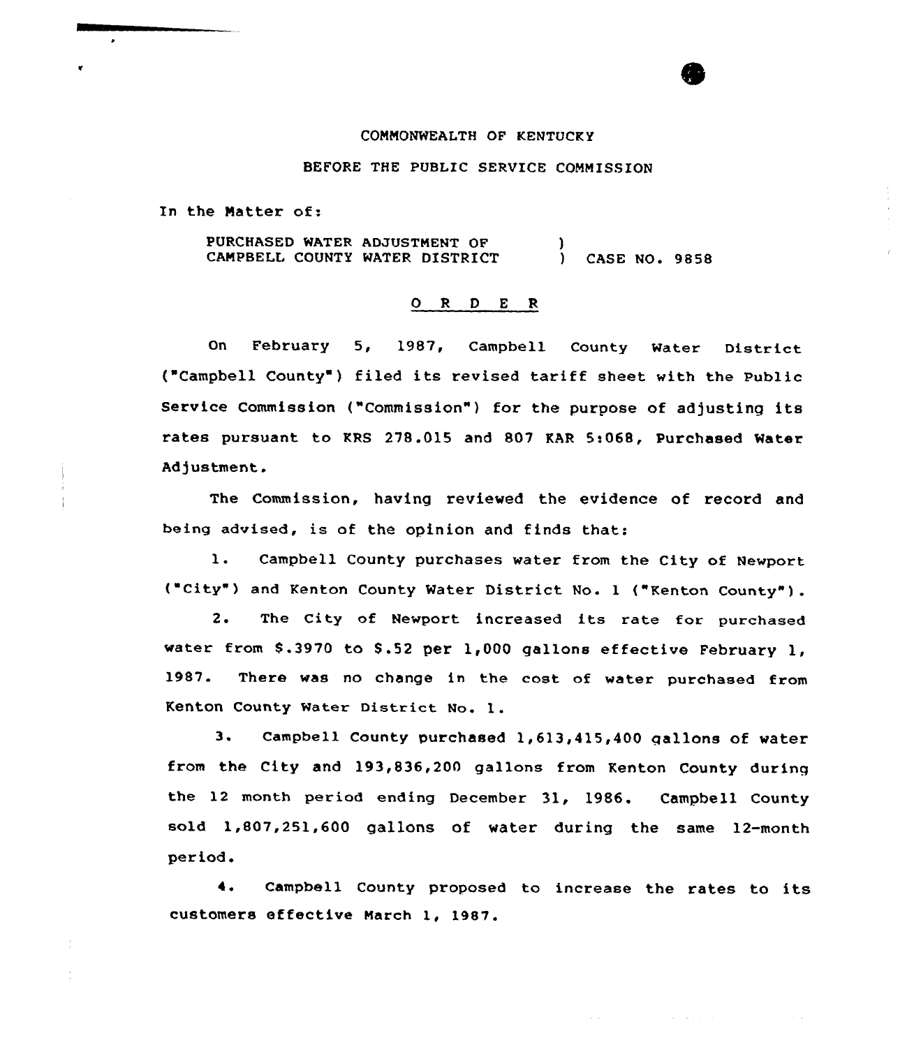COMMONWEALTH OF KENTUCKY

BEFORE THE PUBLIC SERVICE COMMISSION

In the Matter of:

PURCHASED WATER ADJUSTMENT OF CAMPBELL COUNTY WATER DISTRICT ) CASE NO. 9858

## O R D E R

On February 5, 1987, Campbell County Water District ("Campbell County") filed its revised tariff sheet with the Public Service Commission ("Commission") for the purpose of adjusting its rates pursuant to KRS 278.015 and 807 KAR 5:068, Purchased Water Adjustment.

The Commission, having reviewed the evidence of record and being advised, is of the opinion and finds that:

1. Campbell County purchases water from the City of Newport ("City") and Kenton County Water District No. 1 ("Kenton County").

2. The City of Newport increased its rate for purchased water from $.3970 to $.52 per 1,000 gallons effective February 1, 1987. There was no change in the cost of water purchased from Kenton County Water District No. 1.

3. Campbell County purchased 1,613,415,400 gallons of water from the City and 193,836,200 gallons from Kenton County during the 12 month period ending December 31, 1986. Campbell County sold 1,807,251,600 gallons of water during the same 12-month period.

4. Campbell County proposed to increase the rates to its customers effective March 1, 1987.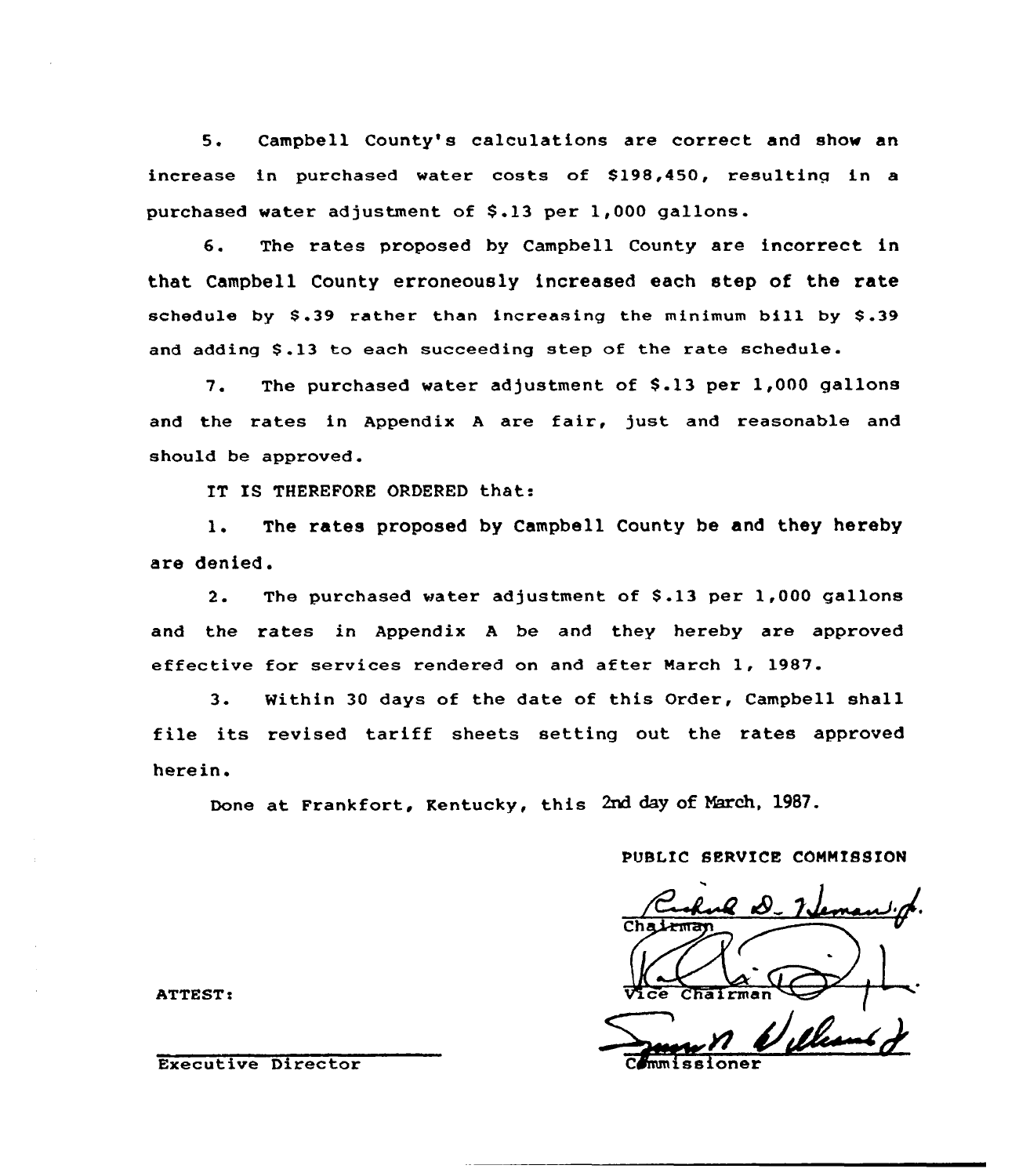5. Campbell County's calculations are correct and show an increase in purchased water costs of $198,450, resulting in a purchased water adjustment of $.13 per 1,000 gallons.

6. The rates proposed by Campbell County are incorrect in that Campbell County erroneously increased each step of the rate schedule by $.39 rather than increasing the minimum bill by $.39 and adding $.13 to each succeeding step of the rate schedule.

7. The purchased water adjustment of $.13 per 1,000 gallons and the rates in Appendix A are fair, just and reasonable and should be approved.

IT IS THEREFORE ORDERED that:

1. The rates proposed by Campbell County be and they hereby are denied.

2. The purchased water adjustment of $.13 per 1,000 gallons and the rates in Appendix A be and they hereby are approved effective for services rendered on and after March 1, 1987.

3. Within 30 days of the date of this Order, Campbell shall file its revised tariff sheets setting out the rates approved herein.

Done at Frankfort, Kentucky, this 2nd day of March, 1987.

PUBLIC SERVICE COMMISSION

Chairman

Vice Chairman

Commissioner

ATTEST:

Executive Director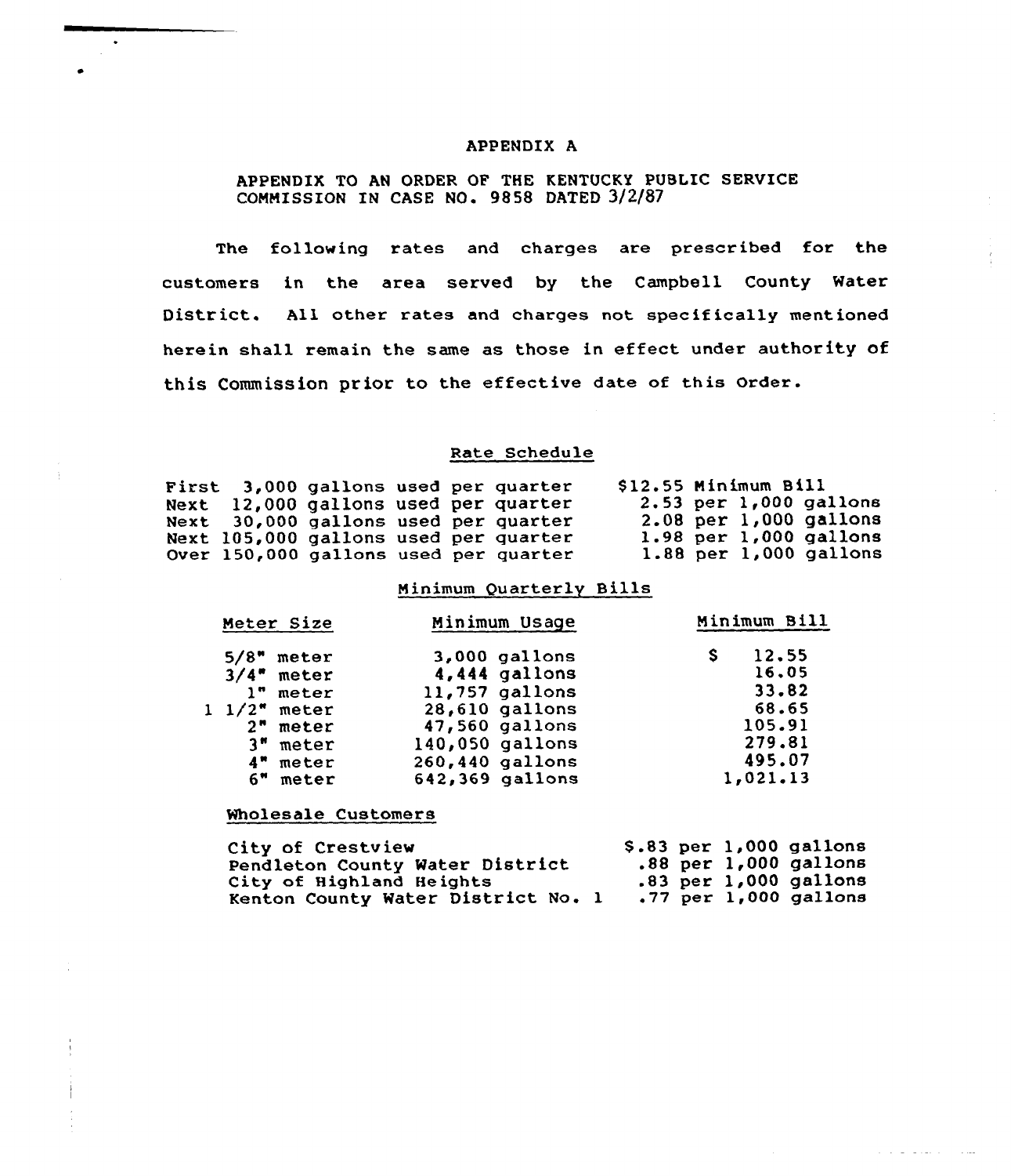# APPENDIX A

APPENDIX TO AN ORDER OF THE KENTUCKY PUBLIC SERVICE COMMISSION IN CASE NO. 9858 DATED 3/2/87

The following rates and charges are prescribed for the customers in the area served by the Campbell County Water District. All other rates and charges not specifically mentioned herein shall remain the same as those in effect under authority of this Commission prior to the effective date of this Order.

## Rate Schedule

| | |
|---|---|
| First 3,000 gallons used per quarter | $12.55 Minimum Bill |
| Next 12,000 gallons used per quarter | 2.53 per 1,000 gallons |
| Next 30,000 gallons used per quarter | 2.08 per 1,000 gallons |
| Next 105,000 gallons used per quarter | 1.98 per 1,000 gallons |
| Over 150,000 gallons used per quarter | 1.88 per 1,000 gallons |

## Minimum Quarterly Bills

| Meter Size | Minimum Usage | Minimum Bill |
|---|---|---|
| 5/8" meter | 3,000 gallons | $ 12.55 |
| 3/4" meter | 4,444 gallons | 16.05 |
| 1" meter | 11,757 gallons | 33.82 |
| 1 1/2" meter | 28,610 gallons | 68.65 |
| 2" meter | 47,560 gallons | 105.91 |
| 3" meter | 140,050 gallons | 279.81 |
| 4" meter | 260,440 gallons | 495.07 |
| 6" meter | 642,369 gallons | 1,021.13 |

## Wholesale Customers

| | |
|---|---|
| City of Crestview | $.83 per 1,000 gallons |
| Pendleton County Water District | .88 per 1,000 gallons |
| City of Highland Heights | .83 per 1,000 gallons |
| Kenton County Water District No. 1 | .77 per 1,000 gallons |